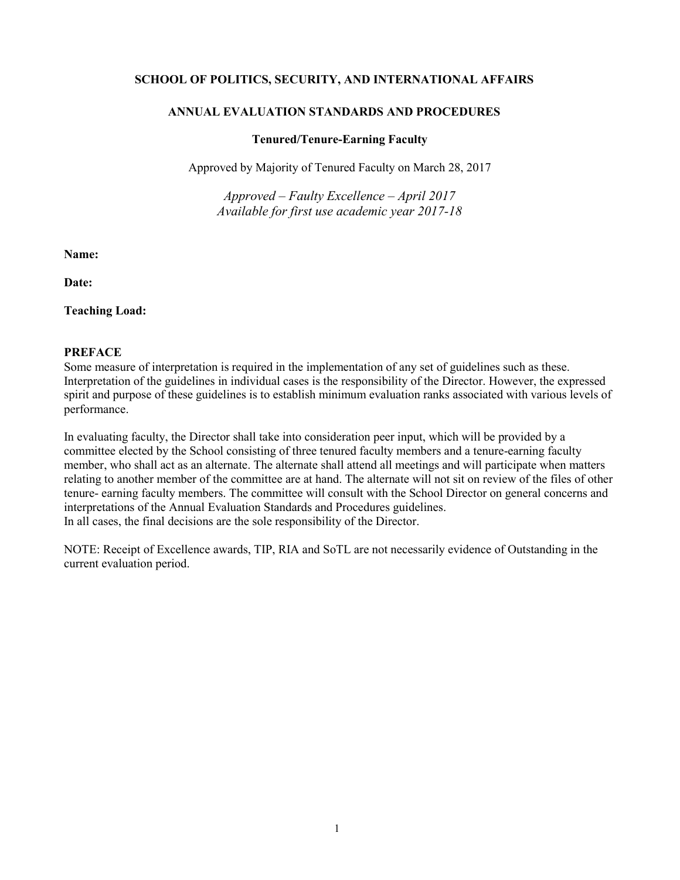**SCHOOL OF POLITICS, SECURITY, AND INTERNATIONAL AFFAIRS**

**ANNUAL EVALUATION STANDARDS AND PROCEDURES**

**Tenured/Tenure-Earning Faculty**

Approved by Majority of Tenured Faculty on March 28, 2017

*Approved – Faulty Excellence – April 2017*
*Available for first use academic year 2017-18*

**Name:**

**Date:**

**Teaching Load:**

**PREFACE**

Some measure of interpretation is required in the implementation of any set of guidelines such as these. Interpretation of the guidelines in individual cases is the responsibility of the Director. However, the expressed spirit and purpose of these guidelines is to establish minimum evaluation ranks associated with various levels of performance.

In evaluating faculty, the Director shall take into consideration peer input, which will be provided by a committee elected by the School consisting of three tenured faculty members and a tenure-earning faculty member, who shall act as an alternate. The alternate shall attend all meetings and will participate when matters relating to another member of the committee are at hand. The alternate will not sit on review of the files of other tenure- earning faculty members. The committee will consult with the School Director on general concerns and interpretations of the Annual Evaluation Standards and Procedures guidelines.
In all cases, the final decisions are the sole responsibility of the Director.

NOTE: Receipt of Excellence awards, TIP, RIA and SoTL are not necessarily evidence of Outstanding in the current evaluation period.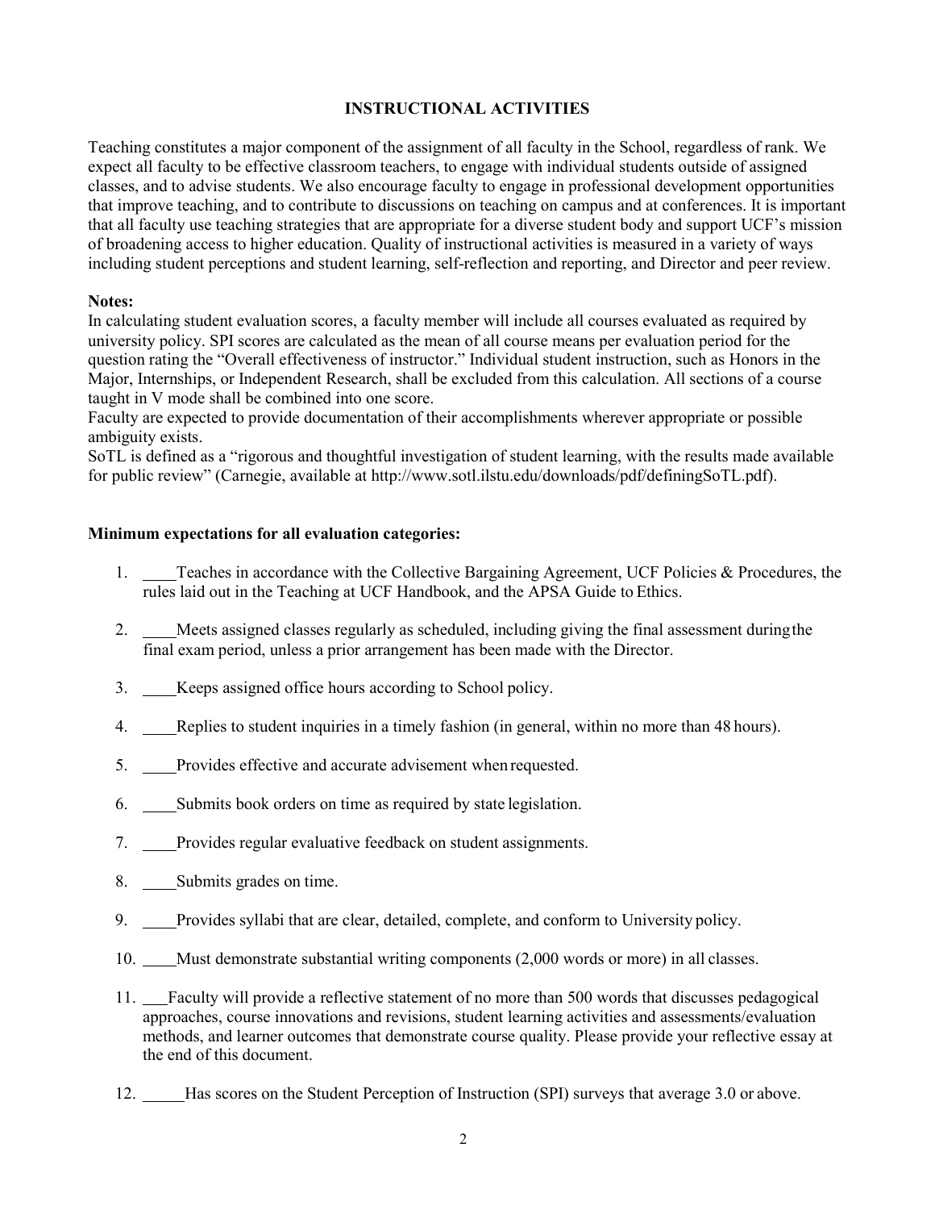## INSTRUCTIONAL ACTIVITIES

Teaching constitutes a major component of the assignment of all faculty in the School, regardless of rank. We expect all faculty to be effective classroom teachers, to engage with individual students outside of assigned classes, and to advise students. We also encourage faculty to engage in professional development opportunities that improve teaching, and to contribute to discussions on teaching on campus and at conferences. It is important that all faculty use teaching strategies that are appropriate for a diverse student body and support UCF's mission of broadening access to higher education. Quality of instructional activities is measured in a variety of ways including student perceptions and student learning, self-reflection and reporting, and Director and peer review.

**Notes:**

In calculating student evaluation scores, a faculty member will include all courses evaluated as required by university policy. SPI scores are calculated as the mean of all course means per evaluation period for the question rating the "Overall effectiveness of instructor." Individual student instruction, such as Honors in the Major, Internships, or Independent Research, shall be excluded from this calculation. All sections of a course taught in V mode shall be combined into one score.

Faculty are expected to provide documentation of their accomplishments wherever appropriate or possible ambiguity exists.

SoTL is defined as a "rigorous and thoughtful investigation of student learning, with the results made available for public review" (Carnegie, available at http://www.sotl.ilstu.edu/downloads/pdf/definingSoTL.pdf).

**Minimum expectations for all evaluation categories:**

1. ____Teaches in accordance with the Collective Bargaining Agreement, UCF Policies & Procedures, the rules laid out in the Teaching at UCF Handbook, and the APSA Guide to Ethics.

2. ____Meets assigned classes regularly as scheduled, including giving the final assessment during the final exam period, unless a prior arrangement has been made with the Director.

3. ____Keeps assigned office hours according to School policy.

4. ____Replies to student inquiries in a timely fashion (in general, within no more than 48 hours).

5. ____Provides effective and accurate advisement when requested.

6. ____Submits book orders on time as required by state legislation.

7. ____Provides regular evaluative feedback on student assignments.

8. ____Submits grades on time.

9. ____Provides syllabi that are clear, detailed, complete, and conform to University policy.

10. ____Must demonstrate substantial writing components (2,000 words or more) in all classes.

11. ___Faculty will provide a reflective statement of no more than 500 words that discusses pedagogical approaches, course innovations and revisions, student learning activities and assessments/evaluation methods, and learner outcomes that demonstrate course quality. Please provide your reflective essay at the end of this document.

12. _____Has scores on the Student Perception of Instruction (SPI) surveys that average 3.0 or above.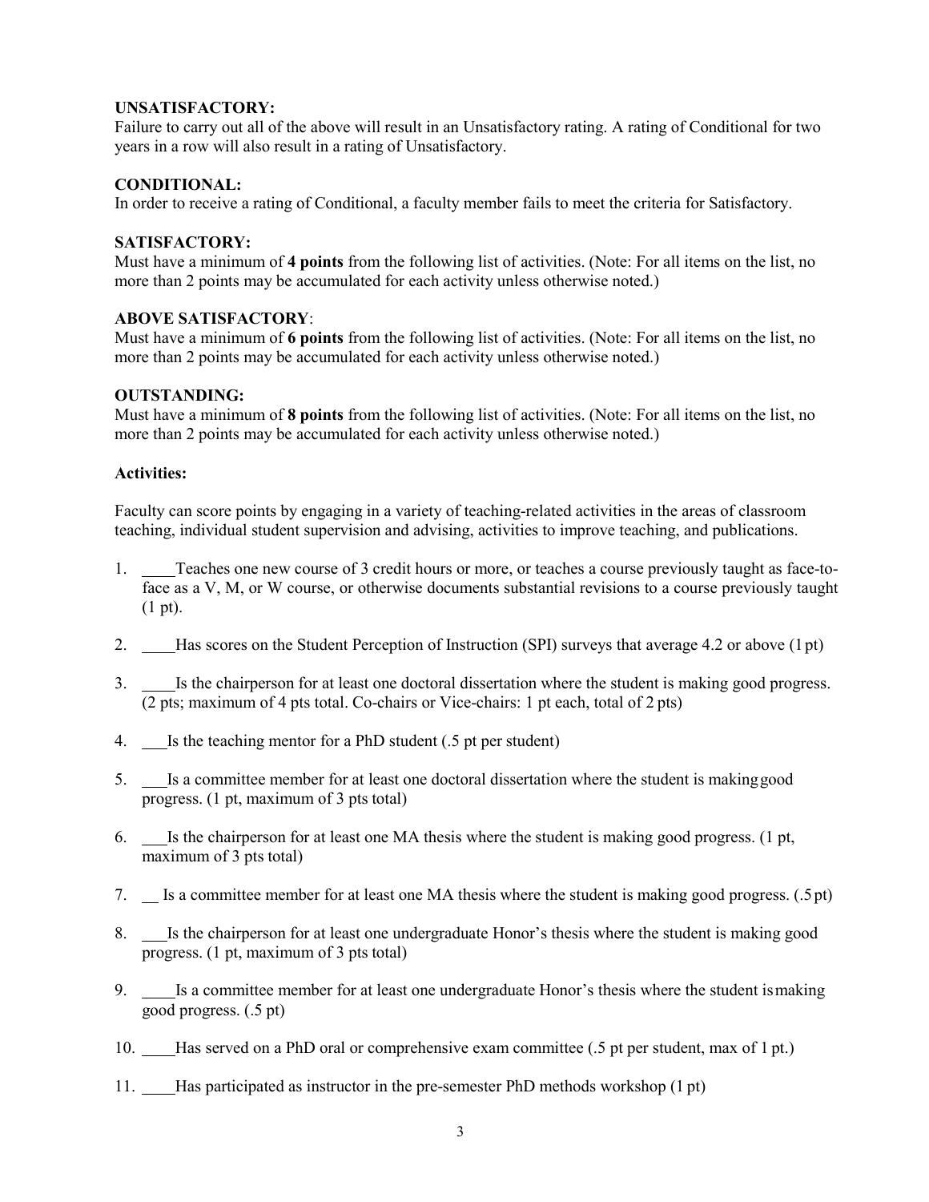**UNSATISFACTORY:**
Failure to carry out all of the above will result in an Unsatisfactory rating. A rating of Conditional for two years in a row will also result in a rating of Unsatisfactory.

**CONDITIONAL:**
In order to receive a rating of Conditional, a faculty member fails to meet the criteria for Satisfactory.

**SATISFACTORY:**
Must have a minimum of **4 points** from the following list of activities. (Note: For all items on the list, no more than 2 points may be accumulated for each activity unless otherwise noted.)

**ABOVE SATISFACTORY**:
Must have a minimum of **6 points** from the following list of activities. (Note: For all items on the list, no more than 2 points may be accumulated for each activity unless otherwise noted.)

**OUTSTANDING:**
Must have a minimum of **8 points** from the following list of activities. (Note: For all items on the list, no more than 2 points may be accumulated for each activity unless otherwise noted.)

**Activities:**

Faculty can score points by engaging in a variety of teaching-related activities in the areas of classroom teaching, individual student supervision and advising, activities to improve teaching, and publications.

1. ____Teaches one new course of 3 credit hours or more, or teaches a course previously taught as face-to-face as a V, M, or W course, or otherwise documents substantial revisions to a course previously taught (1 pt).
2. ____Has scores on the Student Perception of Instruction (SPI) surveys that average 4.2 or above (1 pt)
3. ____Is the chairperson for at least one doctoral dissertation where the student is making good progress. (2 pts; maximum of 4 pts total. Co-chairs or Vice-chairs: 1 pt each, total of 2 pts)
4. ___Is the teaching mentor for a PhD student (.5 pt per student)
5. ___Is a committee member for at least one doctoral dissertation where the student is making good progress. (1 pt, maximum of 3 pts total)
6. ___Is the chairperson for at least one MA thesis where the student is making good progress. (1 pt, maximum of 3 pts total)
7. __ Is a committee member for at least one MA thesis where the student is making good progress. (.5 pt)
8. ___Is the chairperson for at least one undergraduate Honor's thesis where the student is making good progress. (1 pt, maximum of 3 pts total)
9. ____Is a committee member for at least one undergraduate Honor's thesis where the student is making good progress. (.5 pt)
10. ____Has served on a PhD oral or comprehensive exam committee (.5 pt per student, max of 1 pt.)
11. ____Has participated as instructor in the pre-semester PhD methods workshop (1 pt)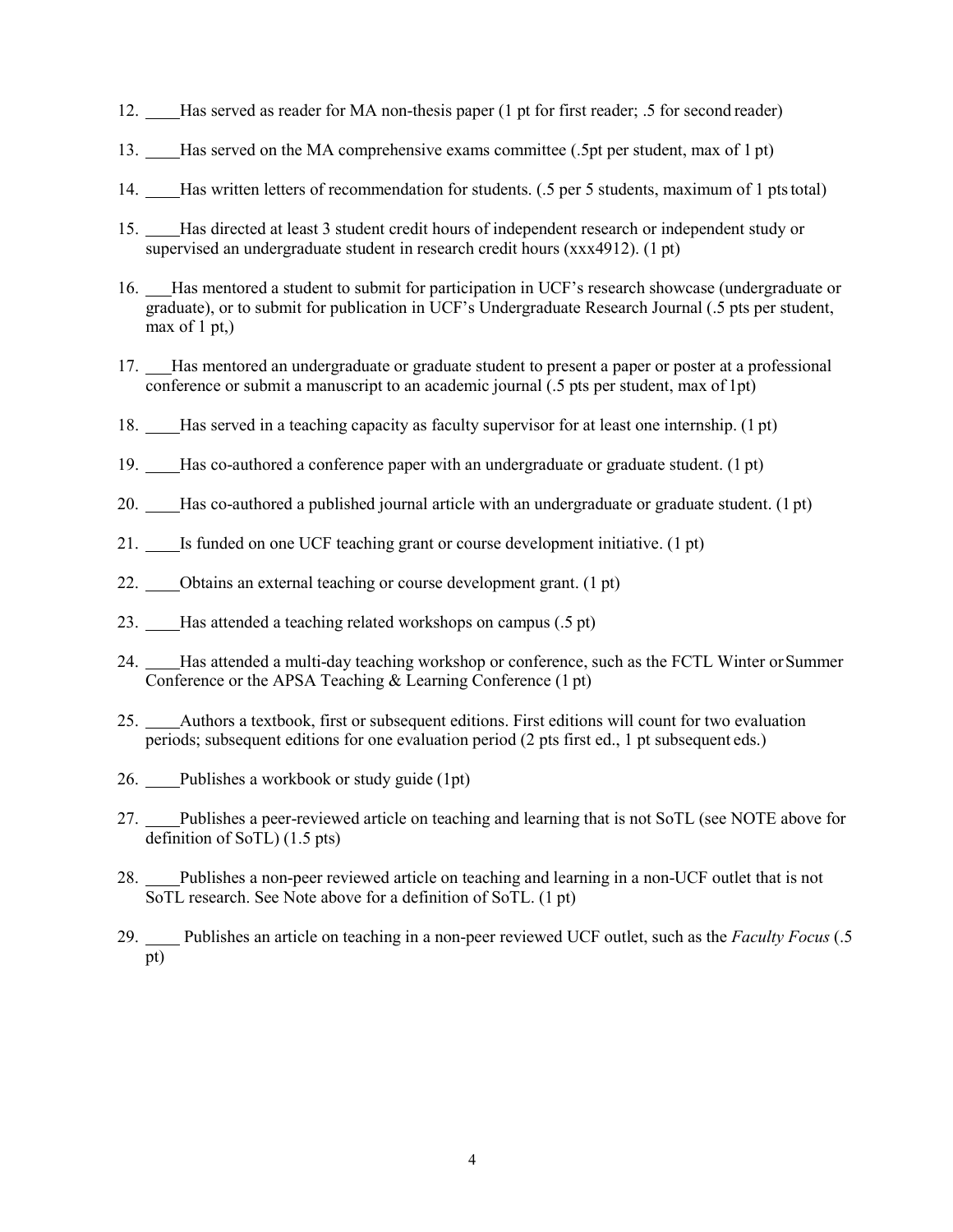12. ____Has served as reader for MA non-thesis paper (1 pt for first reader; .5 for second reader)

13. ____Has served on the MA comprehensive exams committee (.5pt per student, max of 1 pt)

14. ____Has written letters of recommendation for students. (.5 per 5 students, maximum of 1 pts total)

15. ____Has directed at least 3 student credit hours of independent research or independent study or supervised an undergraduate student in research credit hours (xxx4912). (1 pt)

16. ___Has mentored a student to submit for participation in UCF's research showcase (undergraduate or graduate), or to submit for publication in UCF's Undergraduate Research Journal (.5 pts per student, max of 1 pt,)

17. ___Has mentored an undergraduate or graduate student to present a paper or poster at a professional conference or submit a manuscript to an academic journal (.5 pts per student, max of 1pt)

18. ____Has served in a teaching capacity as faculty supervisor for at least one internship. (1 pt)

19. ____Has co-authored a conference paper with an undergraduate or graduate student. (1 pt)

20. ____Has co-authored a published journal article with an undergraduate or graduate student. (1 pt)

21. ____Is funded on one UCF teaching grant or course development initiative. (1 pt)

22. ____Obtains an external teaching or course development grant. (1 pt)

23. ____Has attended a teaching related workshops on campus (.5 pt)

24. ____Has attended a multi-day teaching workshop or conference, such as the FCTL Winter or Summer Conference or the APSA Teaching & Learning Conference (1 pt)

25. ____Authors a textbook, first or subsequent editions. First editions will count for two evaluation periods; subsequent editions for one evaluation period (2 pts first ed., 1 pt subsequent eds.)

26. ____Publishes a workbook or study guide (1pt)

27. ____Publishes a peer-reviewed article on teaching and learning that is not SoTL (see NOTE above for definition of SoTL) (1.5 pts)

28. ____Publishes a non-peer reviewed article on teaching and learning in a non-UCF outlet that is not SoTL research. See Note above for a definition of SoTL. (1 pt)

29. ____ Publishes an article on teaching in a non-peer reviewed UCF outlet, such as the *Faculty Focus* (.5 pt)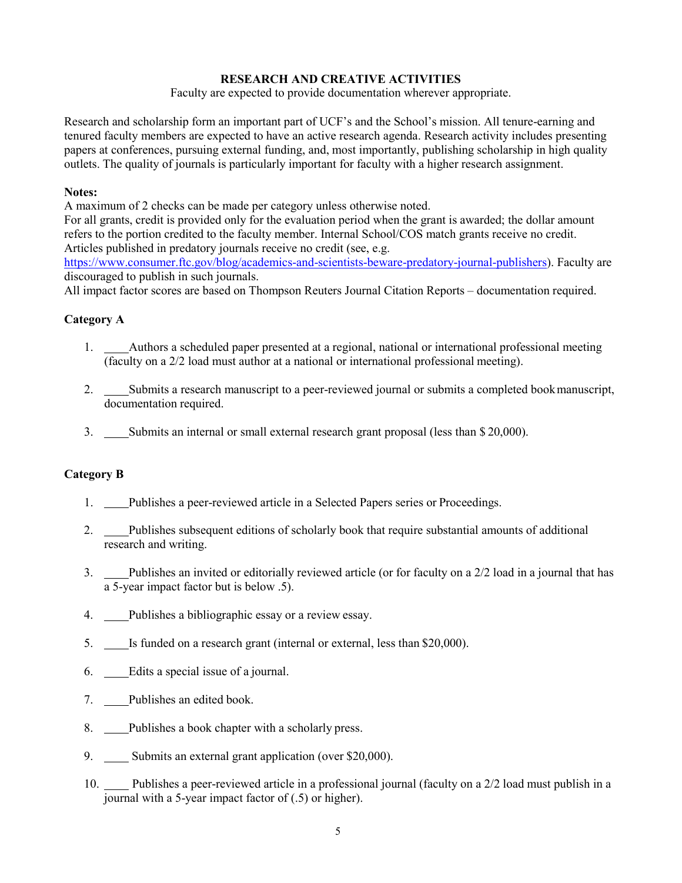## RESEARCH AND CREATIVE ACTIVITIES

Faculty are expected to provide documentation wherever appropriate.

Research and scholarship form an important part of UCF's and the School's mission. All tenure-earning and tenured faculty members are expected to have an active research agenda. Research activity includes presenting papers at conferences, pursuing external funding, and, most importantly, publishing scholarship in high quality outlets. The quality of journals is particularly important for faculty with a higher research assignment.

**Notes:**
A maximum of 2 checks can be made per category unless otherwise noted.
For all grants, credit is provided only for the evaluation period when the grant is awarded; the dollar amount refers to the portion credited to the faculty member. Internal School/COS match grants receive no credit.
Articles published in predatory journals receive no credit (see, e.g. https://www.consumer.ftc.gov/blog/academics-and-scientists-beware-predatory-journal-publishers). Faculty are discouraged to publish in such journals.
All impact factor scores are based on Thompson Reuters Journal Citation Reports – documentation required.

### Category A

1. ____Authors a scheduled paper presented at a regional, national or international professional meeting (faculty on a 2/2 load must author at a national or international professional meeting).
2. ____Submits a research manuscript to a peer-reviewed journal or submits a completed book manuscript, documentation required.
3. ____Submits an internal or small external research grant proposal (less than $ 20,000).

### Category B

1. ____Publishes a peer-reviewed article in a Selected Papers series or Proceedings.
2. ____Publishes subsequent editions of scholarly book that require substantial amounts of additional research and writing.
3. ____Publishes an invited or editorially reviewed article (or for faculty on a 2/2 load in a journal that has a 5-year impact factor but is below .5).
4. ____Publishes a bibliographic essay or a review essay.
5. ____Is funded on a research grant (internal or external, less than $20,000).
6. ____Edits a special issue of a journal.
7. ____Publishes an edited book.
8. ____Publishes a book chapter with a scholarly press.
9. ____ Submits an external grant application (over $20,000).
10. ____ Publishes a peer-reviewed article in a professional journal (faculty on a 2/2 load must publish in a journal with a 5-year impact factor of (.5) or higher).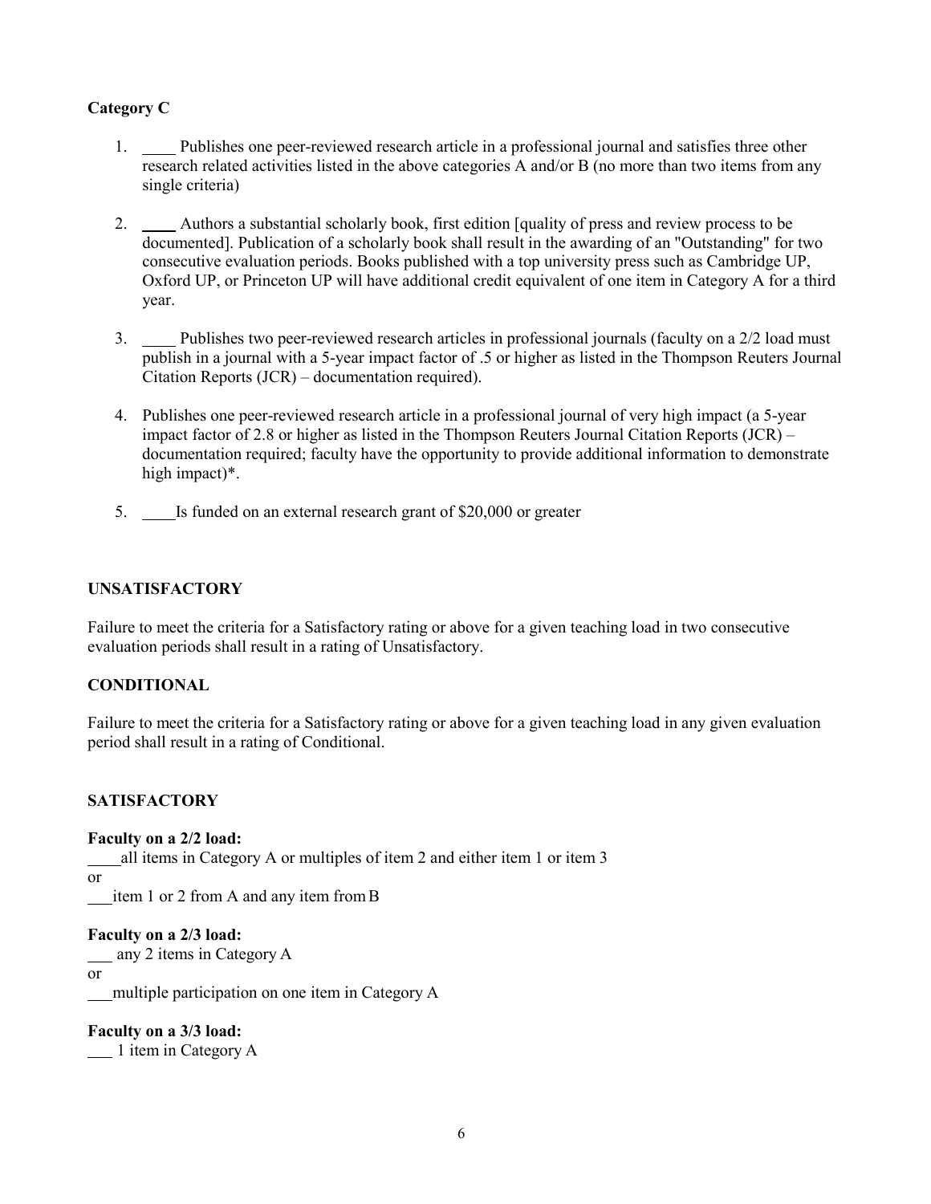**Category C**

1. ____ Publishes one peer-reviewed research article in a professional journal and satisfies three other research related activities listed in the above categories A and/or B (no more than two items from any single criteria)

2. ____ Authors a substantial scholarly book, first edition [quality of press and review process to be documented]. Publication of a scholarly book shall result in the awarding of an "Outstanding" for two consecutive evaluation periods. Books published with a top university press such as Cambridge UP, Oxford UP, or Princeton UP will have additional credit equivalent of one item in Category A for a third year.

3. ____ Publishes two peer-reviewed research articles in professional journals (faculty on a 2/2 load must publish in a journal with a 5-year impact factor of .5 or higher as listed in the Thompson Reuters Journal Citation Reports (JCR) – documentation required).

4. Publishes one peer-reviewed research article in a professional journal of very high impact (a 5-year impact factor of 2.8 or higher as listed in the Thompson Reuters Journal Citation Reports (JCR) – documentation required; faculty have the opportunity to provide additional information to demonstrate high impact)*.

5. ____ Is funded on an external research grant of $20,000 or greater

**UNSATISFACTORY**

Failure to meet the criteria for a Satisfactory rating or above for a given teaching load in two consecutive evaluation periods shall result in a rating of Unsatisfactory.

**CONDITIONAL**

Failure to meet the criteria for a Satisfactory rating or above for a given teaching load in any given evaluation period shall result in a rating of Conditional.

**SATISFACTORY**

**Faculty on a 2/2 load:**

____ all items in Category A or multiples of item 2 and either item 1 or item 3

or

___ item 1 or 2 from A and any item from B

**Faculty on a 2/3 load:**

___ any 2 items in Category A

or

___ multiple participation on one item in Category A

**Faculty on a 3/3 load:**

___ 1 item in Category A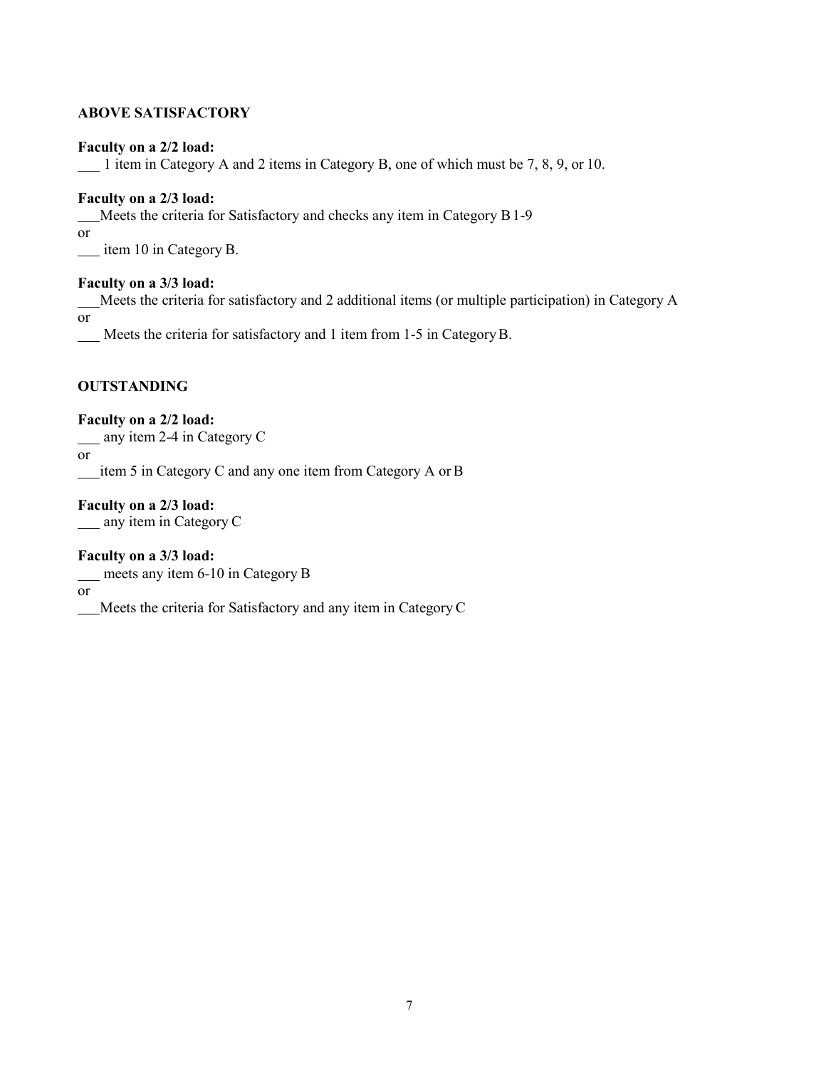**ABOVE SATISFACTORY**

**Faculty on a 2/2 load:**
___ 1 item in Category A and 2 items in Category B, one of which must be 7, 8, 9, or 10.

**Faculty on a 2/3 load:**
___Meets the criteria for Satisfactory and checks any item in Category B 1-9
or
___ item 10 in Category B.

**Faculty on a 3/3 load:**
___Meets the criteria for satisfactory and 2 additional items (or multiple participation) in Category A
or
___ Meets the criteria for satisfactory and 1 item from 1-5 in Category B.

**OUTSTANDING**

**Faculty on a 2/2 load:**
___ any item 2-4 in Category C
or
___item 5 in Category C and any one item from Category A or B

**Faculty on a 2/3 load:**
___ any item in Category C

**Faculty on a 3/3 load:**
___ meets any item 6-10 in Category B
or
___Meets the criteria for Satisfactory and any item in Category C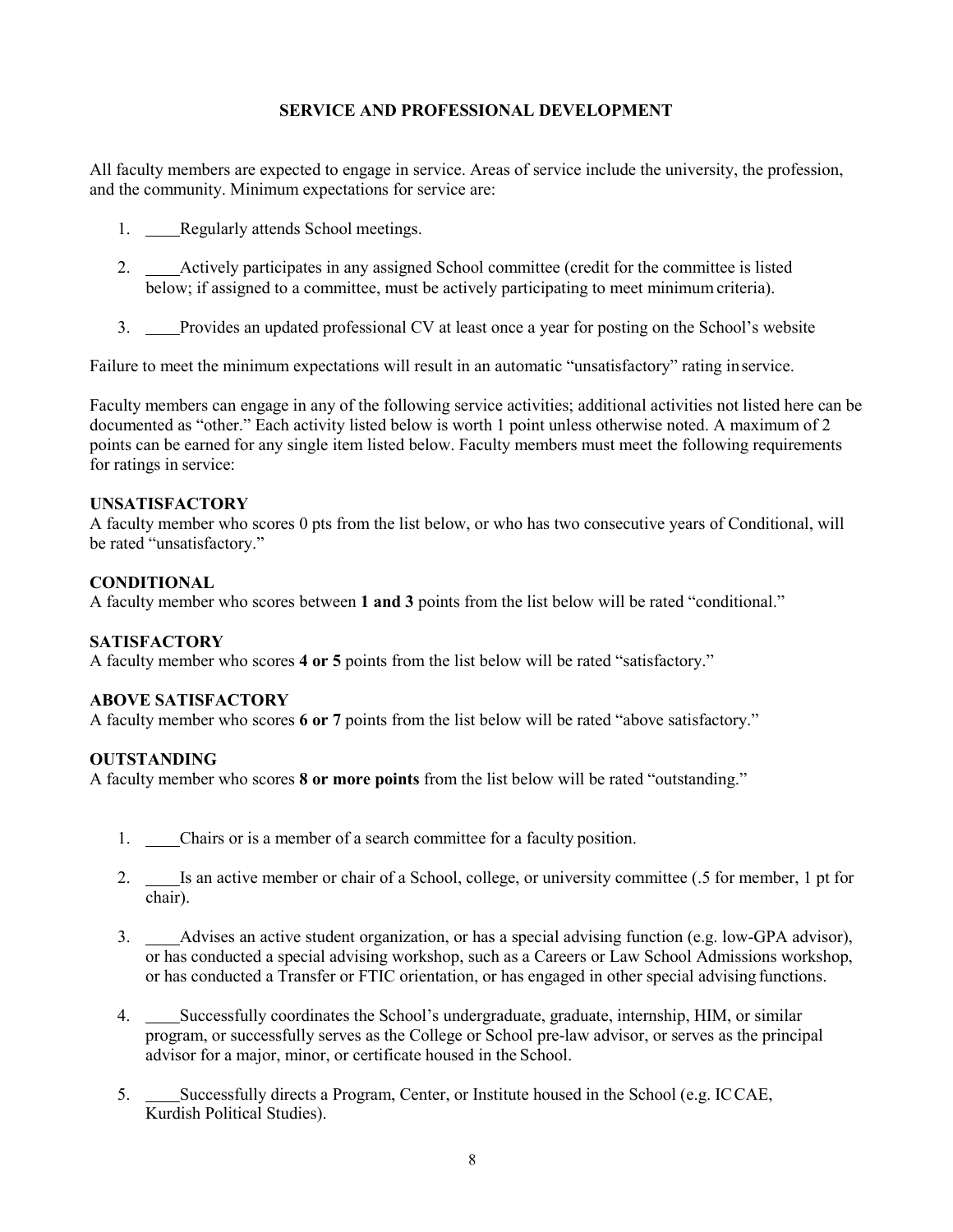## SERVICE AND PROFESSIONAL DEVELOPMENT

All faculty members are expected to engage in service. Areas of service include the university, the profession, and the community. Minimum expectations for service are:

1. ____Regularly attends School meetings.
2. ____Actively participates in any assigned School committee (credit for the committee is listed below; if assigned to a committee, must be actively participating to meet minimum criteria).
3. ____Provides an updated professional CV at least once a year for posting on the School's website

Failure to meet the minimum expectations will result in an automatic "unsatisfactory" rating in service.

Faculty members can engage in any of the following service activities; additional activities not listed here can be documented as "other." Each activity listed below is worth 1 point unless otherwise noted. A maximum of 2 points can be earned for any single item listed below. Faculty members must meet the following requirements for ratings in service:

**UNSATISFACTORY**
A faculty member who scores 0 pts from the list below, or who has two consecutive years of Conditional, will be rated "unsatisfactory."

**CONDITIONAL**
A faculty member who scores between **1 and 3** points from the list below will be rated "conditional."

**SATISFACTORY**
A faculty member who scores **4 or 5** points from the list below will be rated "satisfactory."

**ABOVE SATISFACTORY**
A faculty member who scores **6 or 7** points from the list below will be rated "above satisfactory."

**OUTSTANDING**
A faculty member who scores **8 or more points** from the list below will be rated "outstanding."

1. ____Chairs or is a member of a search committee for a faculty position.
2. ____Is an active member or chair of a School, college, or university committee (.5 for member, 1 pt for chair).
3. ____Advises an active student organization, or has a special advising function (e.g. low-GPA advisor), or has conducted a special advising workshop, such as a Careers or Law School Admissions workshop, or has conducted a Transfer or FTIC orientation, or has engaged in other special advising functions.
4. ____Successfully coordinates the School's undergraduate, graduate, internship, HIM, or similar program, or successfully serves as the College or School pre-law advisor, or serves as the principal advisor for a major, minor, or certificate housed in the School.
5. ____Successfully directs a Program, Center, or Institute housed in the School (e.g. ICCAE, Kurdish Political Studies).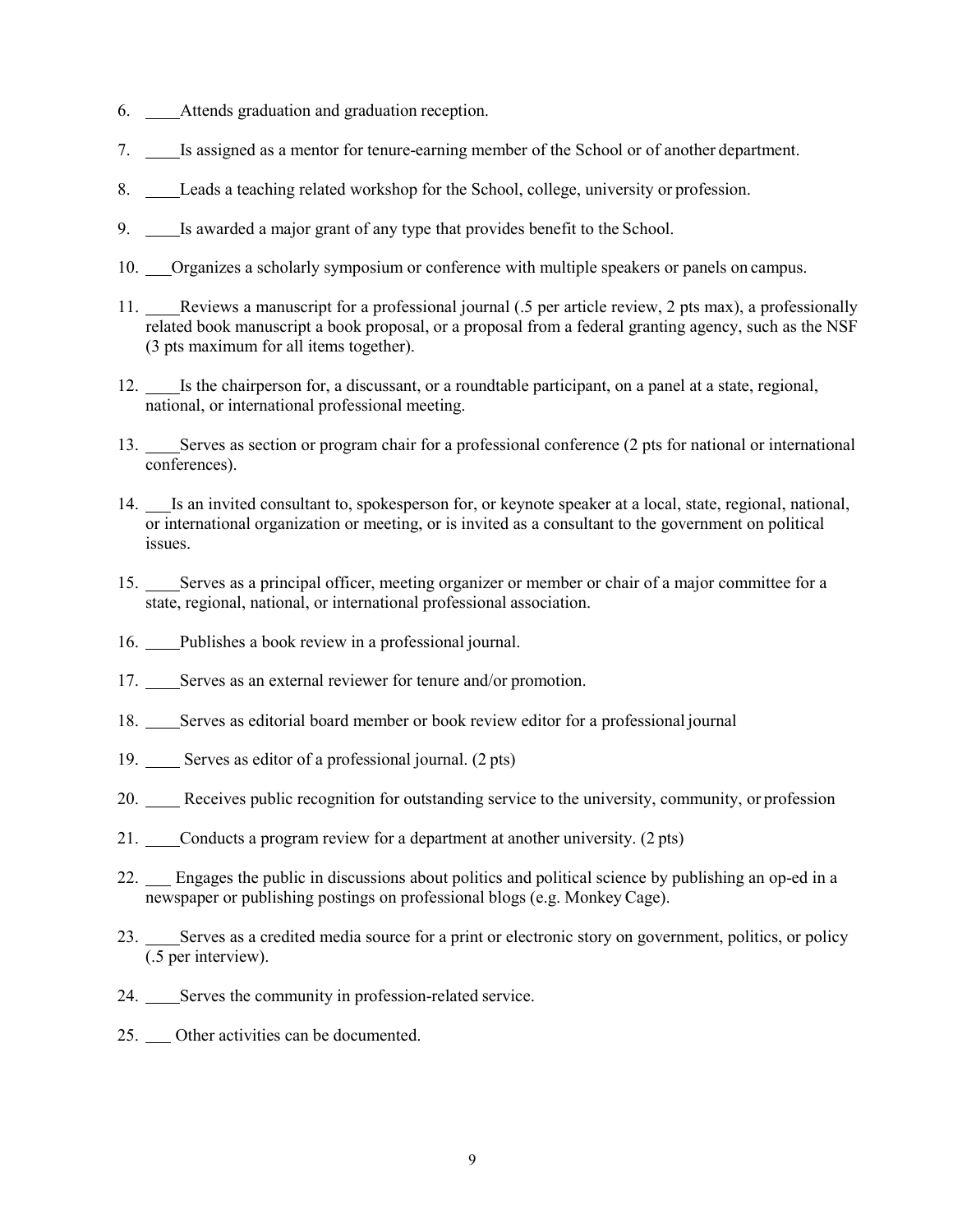6. ____Attends graduation and graduation reception.

7. ____Is assigned as a mentor for tenure-earning member of the School or of another department.

8. ____Leads a teaching related workshop for the School, college, university or profession.

9. ____Is awarded a major grant of any type that provides benefit to the School.

10. ___Organizes a scholarly symposium or conference with multiple speakers or panels on campus.

11. ____Reviews a manuscript for a professional journal (.5 per article review, 2 pts max), a professionally related book manuscript a book proposal, or a proposal from a federal granting agency, such as the NSF (3 pts maximum for all items together).

12. ____Is the chairperson for, a discussant, or a roundtable participant, on a panel at a state, regional, national, or international professional meeting.

13. ____Serves as section or program chair for a professional conference (2 pts for national or international conferences).

14. ___Is an invited consultant to, spokesperson for, or keynote speaker at a local, state, regional, national, or international organization or meeting, or is invited as a consultant to the government on political issues.

15. ____Serves as a principal officer, meeting organizer or member or chair of a major committee for a state, regional, national, or international professional association.

16. ____Publishes a book review in a professional journal.

17. ____Serves as an external reviewer for tenure and/or promotion.

18. ____Serves as editorial board member or book review editor for a professional journal

19. ____ Serves as editor of a professional journal. (2 pts)

20. ____ Receives public recognition for outstanding service to the university, community, or profession

21. ____Conducts a program review for a department at another university. (2 pts)

22. ___ Engages the public in discussions about politics and political science by publishing an op-ed in a newspaper or publishing postings on professional blogs (e.g. Monkey Cage).

23. ____Serves as a credited media source for a print or electronic story on government, politics, or policy (.5 per interview).

24. ____Serves the community in profession-related service.

25. ___ Other activities can be documented.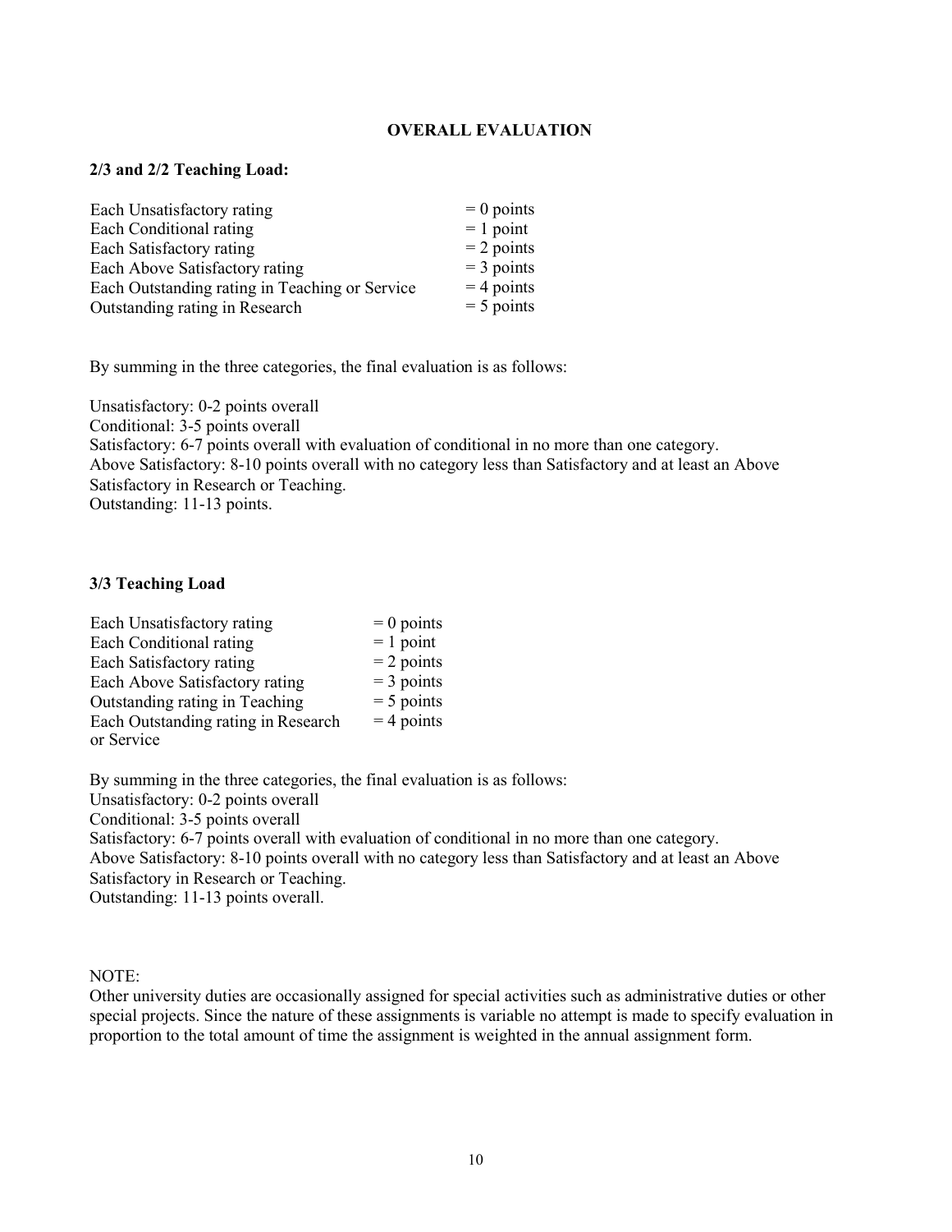## OVERALL EVALUATION

### 2/3 and 2/2 Teaching Load:

| | |
|---|---|
| Each Unsatisfactory rating | = 0 points |
| Each Conditional rating | = 1 point |
| Each Satisfactory rating | = 2 points |
| Each Above Satisfactory rating | = 3 points |
| Each Outstanding rating in Teaching or Service | = 4 points |
| Outstanding rating in Research | = 5 points |

By summing in the three categories, the final evaluation is as follows:

Unsatisfactory: 0-2 points overall
Conditional: 3-5 points overall
Satisfactory: 6-7 points overall with evaluation of conditional in no more than one category.
Above Satisfactory: 8-10 points overall with no category less than Satisfactory and at least an Above Satisfactory in Research or Teaching.
Outstanding: 11-13 points.

### 3/3 Teaching Load

| | |
|---|---|
| Each Unsatisfactory rating | = 0 points |
| Each Conditional rating | = 1 point |
| Each Satisfactory rating | = 2 points |
| Each Above Satisfactory rating | = 3 points |
| Outstanding rating in Teaching | = 5 points |
| Each Outstanding rating in Research or Service | = 4 points |

By summing in the three categories, the final evaluation is as follows:
Unsatisfactory: 0-2 points overall
Conditional: 3-5 points overall
Satisfactory: 6-7 points overall with evaluation of conditional in no more than one category.
Above Satisfactory: 8-10 points overall with no category less than Satisfactory and at least an Above Satisfactory in Research or Teaching.
Outstanding: 11-13 points overall.

NOTE:
Other university duties are occasionally assigned for special activities such as administrative duties or other special projects. Since the nature of these assignments is variable no attempt is made to specify evaluation in proportion to the total amount of time the assignment is weighted in the annual assignment form.